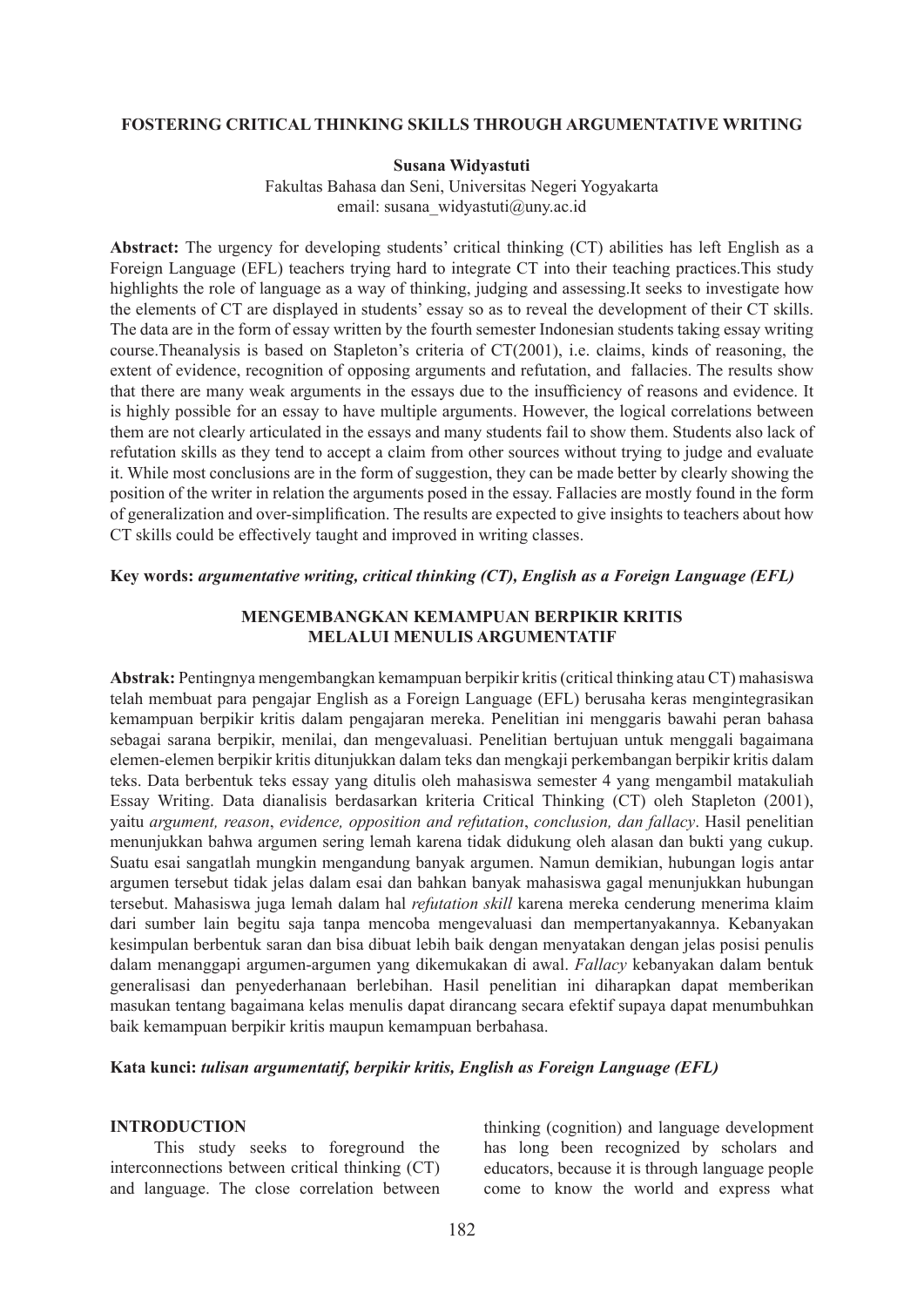# FOSTERING CRITICAL THINKING SKILLS THROUGH ARGUMENTATIVE WRITING

**Susana Widyastuti**

Fakultas Bahasa dan Seni, Universitas Negeri Yogyakarta
email: susana_widyastuti@uny.ac.id

**Abstract:** The urgency for developing students' critical thinking (CT) abilities has left English as a Foreign Language (EFL) teachers trying hard to integrate CT into their teaching practices.This study highlights the role of language as a way of thinking, judging and assessing.It seeks to investigate how the elements of CT are displayed in students' essay so as to reveal the development of their CT skills. The data are in the form of essay written by the fourth semester Indonesian students taking essay writing course.Theanalysis is based on Stapleton's criteria of CT(2001), i.e. claims, kinds of reasoning, the extent of evidence, recognition of opposing arguments and refutation, and fallacies. The results show that there are many weak arguments in the essays due to the insufficiency of reasons and evidence. It is highly possible for an essay to have multiple arguments. However, the logical correlations between them are not clearly articulated in the essays and many students fail to show them. Students also lack of refutation skills as they tend to accept a claim from other sources without trying to judge and evaluate it. While most conclusions are in the form of suggestion, they can be made better by clearly showing the position of the writer in relation the arguments posed in the essay. Fallacies are mostly found in the form of generalization and over-simplification. The results are expected to give insights to teachers about how CT skills could be effectively taught and improved in writing classes.

**Key words:** ***argumentative writing, critical thinking (CT), English as a Foreign Language (EFL)***

## MENGEMBANGKAN KEMAMPUAN BERPIKIR KRITIS MELALUI MENULIS ARGUMENTATIF

**Abstrak:** Pentingnya mengembangkan kemampuan berpikir kritis (critical thinking atau CT) mahasiswa telah membuat para pengajar English as a Foreign Language (EFL) berusaha keras mengintegrasikan kemampuan berpikir kritis dalam pengajaran mereka. Penelitian ini menggaris bawahi peran bahasa sebagai sarana berpikir, menilai, dan mengevaluasi. Penelitian bertujuan untuk menggali bagaimana elemen-elemen berpikir kritis ditunjukkan dalam teks dan mengkaji perkembangan berpikir kritis dalam teks. Data berbentuk teks essay yang ditulis oleh mahasiswa semester 4 yang mengambil matakuliah Essay Writing. Data dianalisis berdasarkan kriteria Critical Thinking (CT) oleh Stapleton (2001), yaitu *argument, reason*, *evidence, opposition and refutation*, *conclusion, dan fallacy*. Hasil penelitian menunjukkan bahwa argumen sering lemah karena tidak didukung oleh alasan dan bukti yang cukup. Suatu esai sangatlah mungkin mengandung banyak argumen. Namun demikian, hubungan logis antar argumen tersebut tidak jelas dalam esai dan bahkan banyak mahasiswa gagal menunjukkan hubungan tersebut. Mahasiswa juga lemah dalam hal *refutation skill* karena mereka cenderung menerima klaim dari sumber lain begitu saja tanpa mencoba mengevaluasi dan mempertanyakannya. Kebanyakan kesimpulan berbentuk saran dan bisa dibuat lebih baik dengan menyatakan dengan jelas posisi penulis dalam menanggapi argumen-argumen yang dikemukakan di awal. *Fallacy* kebanyakan dalam bentuk generalisasi dan penyederhanaan berlebihan. Hasil penelitian ini diharapkan dapat memberikan masukan tentang bagaimana kelas menulis dapat dirancang secara efektif supaya dapat menumbuhkan baik kemampuan berpikir kritis maupun kemampuan berbahasa.

**Kata kunci:** ***tulisan argumentatif, berpikir kritis, English as Foreign Language (EFL)***

## INTRODUCTION

This study seeks to foreground the interconnections between critical thinking (CT) and language. The close correlation between thinking (cognition) and language development has long been recognized by scholars and educators, because it is through language people come to know the world and express what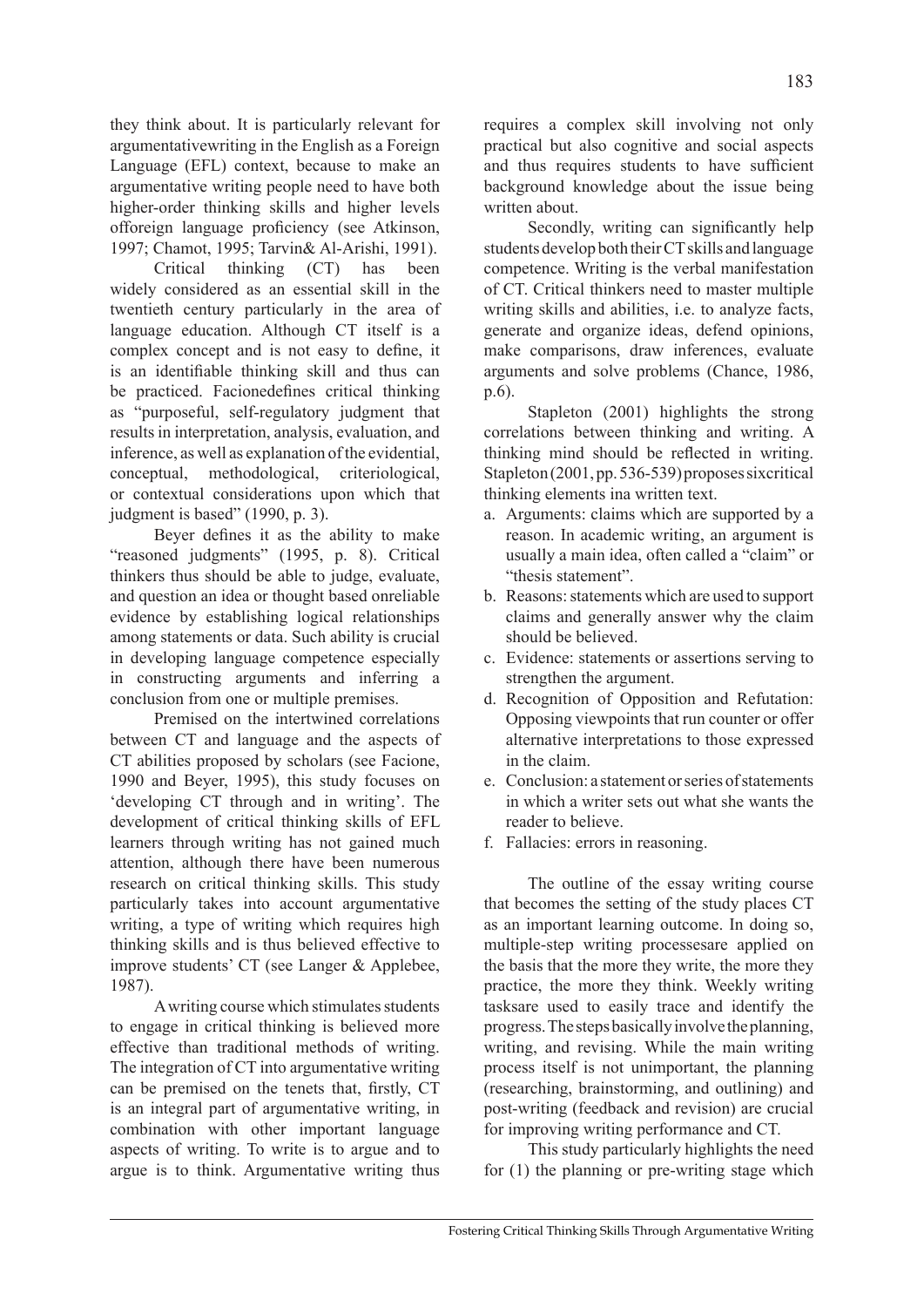they think about. It is particularly relevant for argumentativewriting in the English as a Foreign Language (EFL) context, because to make an argumentative writing people need to have both higher-order thinking skills and higher levels offoreign language proficiency (see Atkinson, 1997; Chamot, 1995; Tarvin& Al-Arishi, 1991).

Critical thinking (CT) has been widely considered as an essential skill in the twentieth century particularly in the area of language education. Although CT itself is a complex concept and is not easy to define, it is an identifiable thinking skill and thus can be practiced. Facionedefines critical thinking as "purposeful, self-regulatory judgment that results in interpretation, analysis, evaluation, and inference, as well as explanation of the evidential, conceptual, methodological, criteriological, or contextual considerations upon which that judgment is based" (1990, p. 3).

Beyer defines it as the ability to make "reasoned judgments" (1995, p. 8). Critical thinkers thus should be able to judge, evaluate, and question an idea or thought based onreliable evidence by establishing logical relationships among statements or data. Such ability is crucial in developing language competence especially in constructing arguments and inferring a conclusion from one or multiple premises.

Premised on the intertwined correlations between CT and language and the aspects of CT abilities proposed by scholars (see Facione, 1990 and Beyer, 1995), this study focuses on 'developing CT through and in writing'. The development of critical thinking skills of EFL learners through writing has not gained much attention, although there have been numerous research on critical thinking skills. This study particularly takes into account argumentative writing, a type of writing which requires high thinking skills and is thus believed effective to improve students' CT (see Langer & Applebee, 1987).

A writing course which stimulates students to engage in critical thinking is believed more effective than traditional methods of writing. The integration of CT into argumentative writing can be premised on the tenets that, firstly, CT is an integral part of argumentative writing, in combination with other important language aspects of writing. To write is to argue and to argue is to think. Argumentative writing thus requires a complex skill involving not only practical but also cognitive and social aspects and thus requires students to have sufficient background knowledge about the issue being written about.

Secondly, writing can significantly help students develop both their CT skills and language competence. Writing is the verbal manifestation of CT. Critical thinkers need to master multiple writing skills and abilities, i.e. to analyze facts, generate and organize ideas, defend opinions, make comparisons, draw inferences, evaluate arguments and solve problems (Chance, 1986, p.6).

Stapleton (2001) highlights the strong correlations between thinking and writing. A thinking mind should be reflected in writing. Stapleton (2001, pp. 536-539) proposes sixcritical thinking elements ina written text.

a. Arguments: claims which are supported by a reason. In academic writing, an argument is usually a main idea, often called a "claim" or "thesis statement".
b. Reasons: statements which are used to support claims and generally answer why the claim should be believed.
c. Evidence: statements or assertions serving to strengthen the argument.
d. Recognition of Opposition and Refutation: Opposing viewpoints that run counter or offer alternative interpretations to those expressed in the claim.
e. Conclusion: a statement or series of statements in which a writer sets out what she wants the reader to believe.
f. Fallacies: errors in reasoning.

The outline of the essay writing course that becomes the setting of the study places CT as an important learning outcome. In doing so, multiple-step writing processesare applied on the basis that the more they write, the more they practice, the more they think. Weekly writing tasksare used to easily trace and identify the progress. The steps basically involve the planning, writing, and revising. While the main writing process itself is not unimportant, the planning (researching, brainstorming, and outlining) and post-writing (feedback and revision) are crucial for improving writing performance and CT.

This study particularly highlights the need for (1) the planning or pre-writing stage which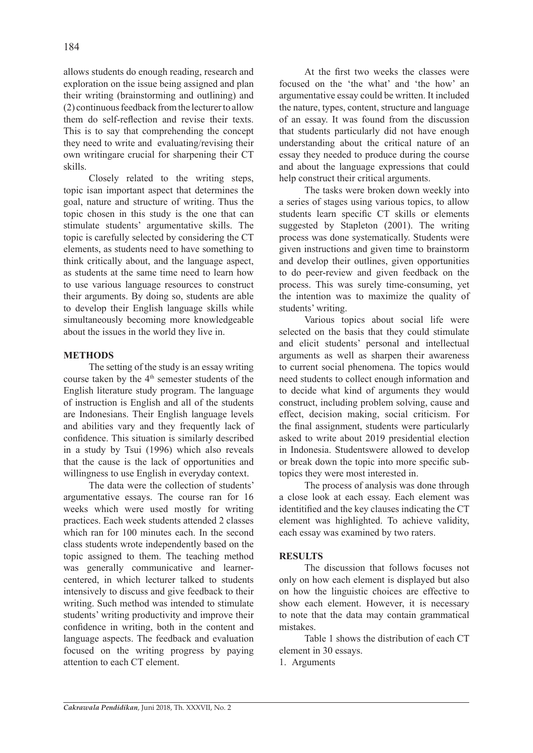allows students do enough reading, research and exploration on the issue being assigned and plan their writing (brainstorming and outlining) and (2) continuous feedback from the lecturer to allow them do self-reflection and revise their texts. This is to say that comprehending the concept they need to write and evaluating/revising their own writingare crucial for sharpening their CT skills.

Closely related to the writing steps, topic isan important aspect that determines the goal, nature and structure of writing. Thus the topic chosen in this study is the one that can stimulate students' argumentative skills. The topic is carefully selected by considering the CT elements, as students need to have something to think critically about, and the language aspect, as students at the same time need to learn how to use various language resources to construct their arguments. By doing so, students are able to develop their English language skills while simultaneously becoming more knowledgeable about the issues in the world they live in.

## METHODS

The setting of the study is an essay writing course taken by the 4th semester students of the English literature study program. The language of instruction is English and all of the students are Indonesians. Their English language levels and abilities vary and they frequently lack of confidence. This situation is similarly described in a study by Tsui (1996) which also reveals that the cause is the lack of opportunities and willingness to use English in everyday context.

The data were the collection of students' argumentative essays. The course ran for 16 weeks which were used mostly for writing practices. Each week students attended 2 classes which ran for 100 minutes each. In the second class students wrote independently based on the topic assigned to them. The teaching method was generally communicative and learner-centered, in which lecturer talked to students intensively to discuss and give feedback to their writing. Such method was intended to stimulate students' writing productivity and improve their confidence in writing, both in the content and language aspects. The feedback and evaluation focused on the writing progress by paying attention to each CT element.

At the first two weeks the classes were focused on the 'the what' and 'the how' an argumentative essay could be written. It included the nature, types, content, structure and language of an essay. It was found from the discussion that students particularly did not have enough understanding about the critical nature of an essay they needed to produce during the course and about the language expressions that could help construct their critical arguments.

The tasks were broken down weekly into a series of stages using various topics, to allow students learn specific CT skills or elements suggested by Stapleton (2001). The writing process was done systematically. Students were given instructions and given time to brainstorm and develop their outlines, given opportunities to do peer-review and given feedback on the process. This was surely time-consuming, yet the intention was to maximize the quality of students' writing.

Various topics about social life were selected on the basis that they could stimulate and elicit students' personal and intellectual arguments as well as sharpen their awareness to current social phenomena. The topics would need students to collect enough information and to decide what kind of arguments they would construct, including problem solving, cause and effect, decision making, social criticism. For the final assignment, students were particularly asked to write about 2019 presidential election in Indonesia. Studentswere allowed to develop or break down the topic into more specific sub-topics they were most interested in.

The process of analysis was done through a close look at each essay. Each element was identitified and the key clauses indicating the CT element was highlighted. To achieve validity, each essay was examined by two raters.

## RESULTS

The discussion that follows focuses not only on how each element is displayed but also on how the linguistic choices are effective to show each element. However, it is necessary to note that the data may contain grammatical mistakes.

Table 1 shows the distribution of each CT element in 30 essays.

1. Arguments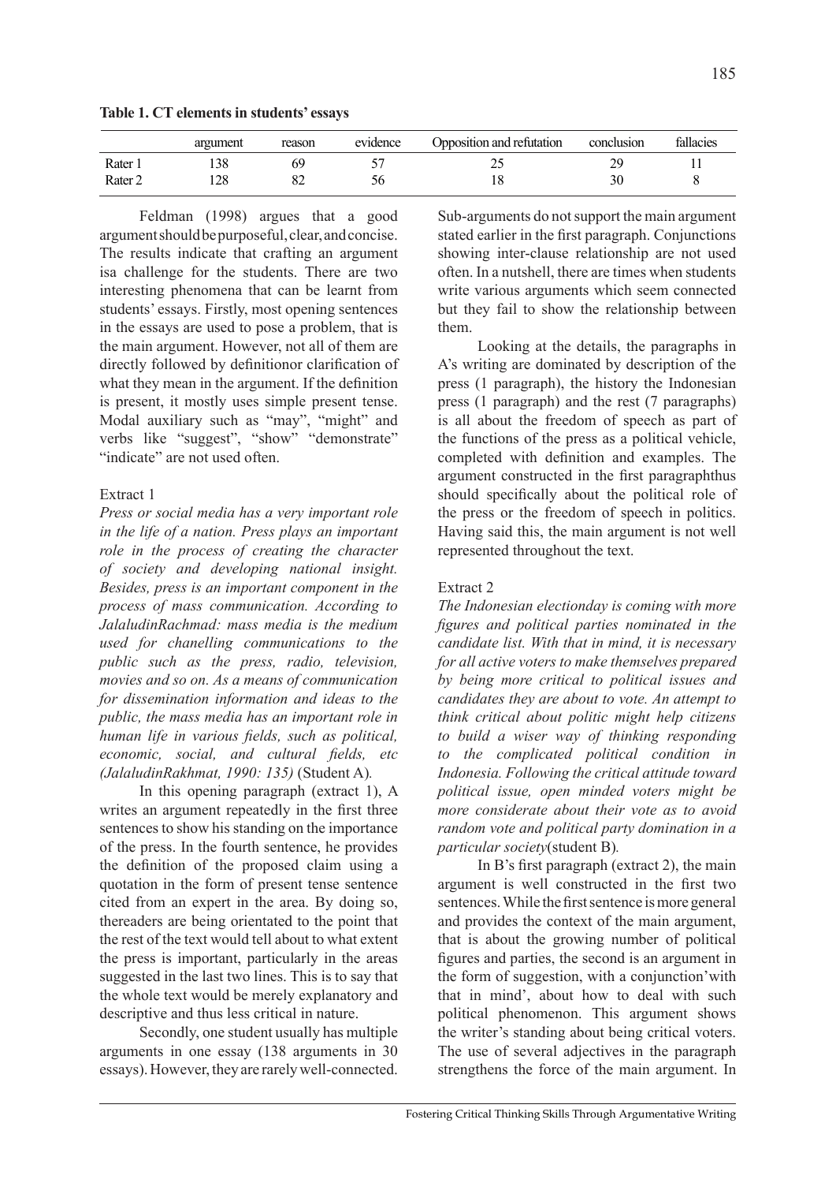**Table 1. CT elements in students' essays**

| | argument | reason | evidence | Opposition and refutation | conclusion | fallacies |
|---|---|---|---|---|---|---|
| Rater 1 | 138 | 69 | 57 | 25 | 29 | 11 |
| Rater 2 | 128 | 82 | 56 | 18 | 30 | 8 |

Feldman (1998) argues that a good argument should be purposeful, clear, and concise. The results indicate that crafting an argument isa challenge for the students. There are two interesting phenomena that can be learnt from students' essays. Firstly, most opening sentences in the essays are used to pose a problem, that is the main argument. However, not all of them are directly followed by definitionor clarification of what they mean in the argument. If the definition is present, it mostly uses simple present tense. Modal auxiliary such as "may", "might" and verbs like "suggest", "show" "demonstrate" "indicate" are not used often.

Extract 1

*Press or social media has a very important role in the life of a nation. Press plays an important role in the process of creating the character of society and developing national insight. Besides, press is an important component in the process of mass communication. According to JalaludinRachmad: mass media is the medium used for chanelling communications to the public such as the press, radio, television, movies and so on. As a means of communication for dissemination information and ideas to the public, the mass media has an important role in human life in various fields, such as political, economic, social, and cultural fields, etc (JalaludinRakhmat, 1990: 135)* (Student A)*.*

In this opening paragraph (extract 1), A writes an argument repeatedly in the first three sentences to show his standing on the importance of the press. In the fourth sentence, he provides the definition of the proposed claim using a quotation in the form of present tense sentence cited from an expert in the area. By doing so, thereaders are being orientated to the point that the rest of the text would tell about to what extent the press is important, particularly in the areas suggested in the last two lines. This is to say that the whole text would be merely explanatory and descriptive and thus less critical in nature.

Secondly, one student usually has multiple arguments in one essay (138 arguments in 30 essays). However, they are rarely well-connected. Sub-arguments do not support the main argument stated earlier in the first paragraph. Conjunctions showing inter-clause relationship are not used often. In a nutshell, there are times when students write various arguments which seem connected but they fail to show the relationship between them.

Looking at the details, the paragraphs in A's writing are dominated by description of the press (1 paragraph), the history the Indonesian press (1 paragraph) and the rest (7 paragraphs) is all about the freedom of speech as part of the functions of the press as a political vehicle, completed with definition and examples. The argument constructed in the first paragraphthus should specifically about the political role of the press or the freedom of speech in politics. Having said this, the main argument is not well represented throughout the text.

Extract 2

*The Indonesian electionday is coming with more figures and political parties nominated in the candidate list. With that in mind, it is necessary for all active voters to make themselves prepared by being more critical to political issues and candidates they are about to vote. An attempt to think critical about politic might help citizens to build a wiser way of thinking responding to the complicated political condition in Indonesia. Following the critical attitude toward political issue, open minded voters might be more considerate about their vote as to avoid random vote and political party domination in a particular society*(student B)*.*

In B's first paragraph (extract 2), the main argument is well constructed in the first two sentences. While the first sentence is more general and provides the context of the main argument, that is about the growing number of political figures and parties, the second is an argument in the form of suggestion, with a conjunction'with that in mind', about how to deal with such political phenomenon. This argument shows the writer's standing about being critical voters. The use of several adjectives in the paragraph strengthens the force of the main argument. In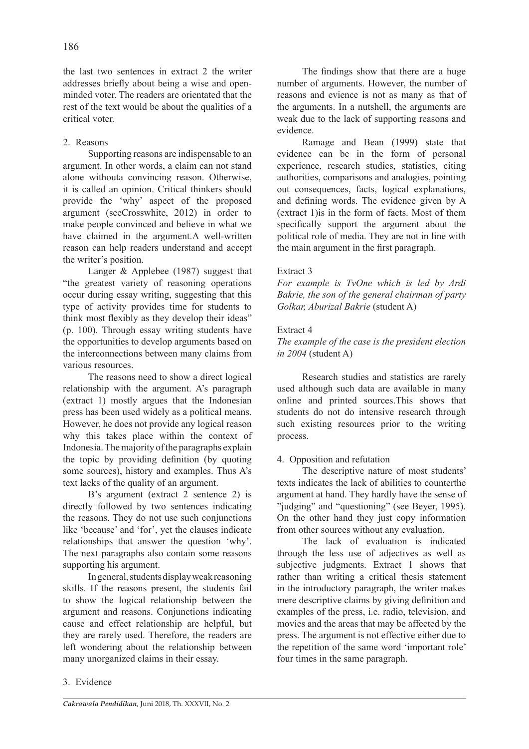the last two sentences in extract 2 the writer addresses briefly about being a wise and open-minded voter. The readers are orientated that the rest of the text would be about the qualities of a critical voter.

2. Reasons

Supporting reasons are indispensable to an argument. In other words, a claim can not stand alone withouta convincing reason. Otherwise, it is called an opinion. Critical thinkers should provide the 'why' aspect of the proposed argument (seeCrosswhite, 2012) in order to make people convinced and believe in what we have claimed in the argument.A well-written reason can help readers understand and accept the writer's position.

Langer & Applebee (1987) suggest that "the greatest variety of reasoning operations occur during essay writing, suggesting that this type of activity provides time for students to think most flexibly as they develop their ideas" (p. 100). Through essay writing students have the opportunities to develop arguments based on the interconnections between many claims from various resources.

The reasons need to show a direct logical relationship with the argument. A's paragraph (extract 1) mostly argues that the Indonesian press has been used widely as a political means. However, he does not provide any logical reason why this takes place within the context of Indonesia. The majority of the paragraphs explain the topic by providing definition (by quoting some sources), history and examples. Thus A's text lacks of the quality of an argument.

B's argument (extract 2 sentence 2) is directly followed by two sentences indicating the reasons. They do not use such conjunctions like 'because' and 'for', yet the clauses indicate relationships that answer the question 'why'. The next paragraphs also contain some reasons supporting his argument.

In general, students display weak reasoning skills. If the reasons present, the students fail to show the logical relationship between the argument and reasons. Conjunctions indicating cause and effect relationship are helpful, but they are rarely used. Therefore, the readers are left wondering about the relationship between many unorganized claims in their essay.

3. Evidence

The findings show that there are a huge number of arguments. However, the number of reasons and evience is not as many as that of the arguments. In a nutshell, the arguments are weak due to the lack of supporting reasons and evidence.

Ramage and Bean (1999) state that evidence can be in the form of personal experience, research studies, statistics, citing authorities, comparisons and analogies, pointing out consequences, facts, logical explanations, and defining words. The evidence given by A (extract 1)is in the form of facts. Most of them specifically support the argument about the political role of media. They are not in line with the main argument in the first paragraph.

Extract 3

*For example is TvOne which is led by Ardi Bakrie, the son of the general chairman of party Golkar, Aburizal Bakrie* (student A)

Extract 4

*The example of the case is the president election in 2004* (student A)

Research studies and statistics are rarely used although such data are available in many online and printed sources.This shows that students do not do intensive research through such existing resources prior to the writing process.

4. Opposition and refutation

The descriptive nature of most students' texts indicates the lack of abilities to counterthe argument at hand. They hardly have the sense of "judging" and "questioning" (see Beyer, 1995). On the other hand they just copy information from other sources without any evaluation.

The lack of evaluation is indicated through the less use of adjectives as well as subjective judgments. Extract 1 shows that rather than writing a critical thesis statement in the introductory paragraph, the writer makes mere descriptive claims by giving definition and examples of the press, i.e. radio, television, and movies and the areas that may be affected by the press. The argument is not effective either due to the repetition of the same word 'important role' four times in the same paragraph.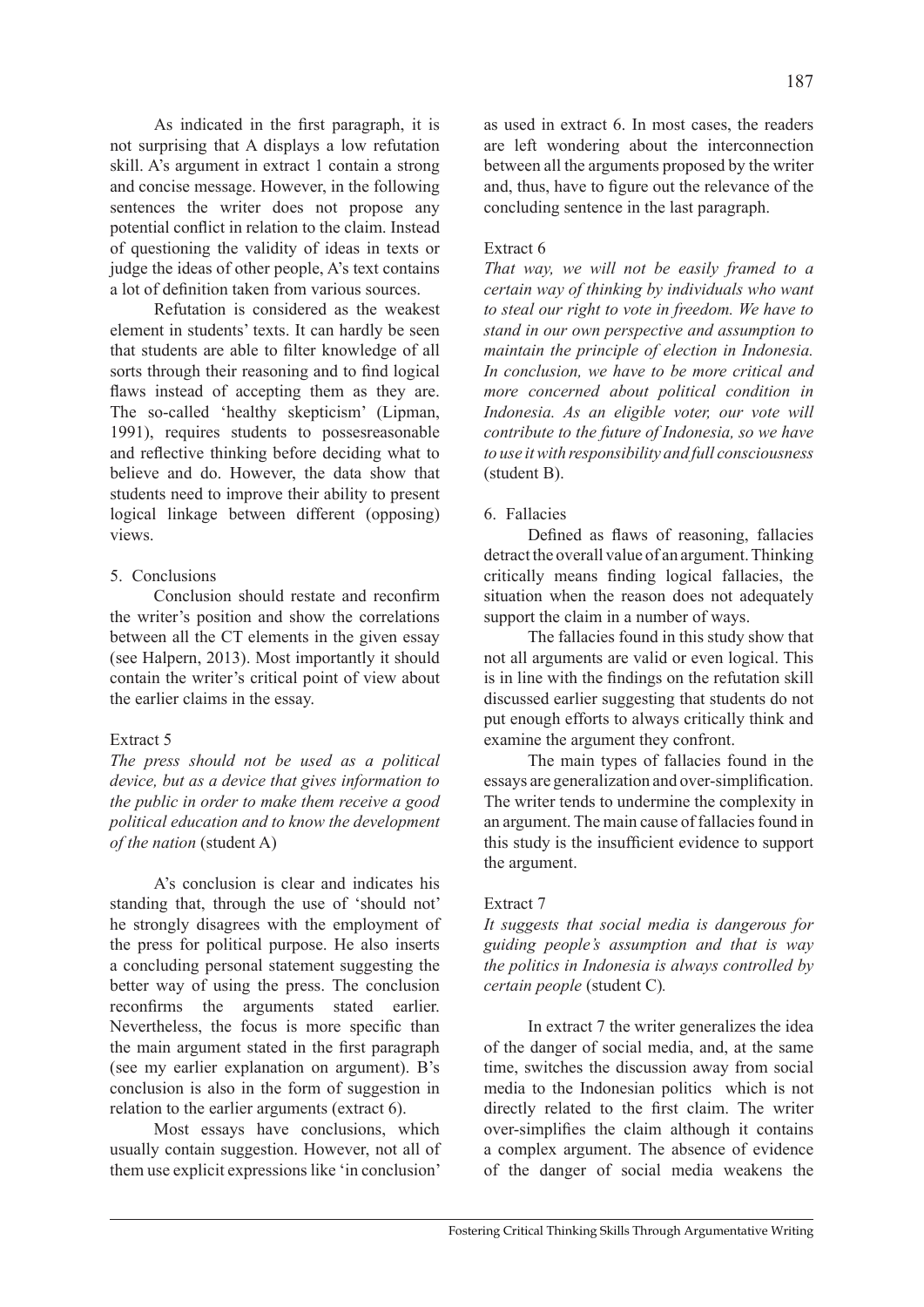As indicated in the first paragraph, it is not surprising that A displays a low refutation skill. A's argument in extract 1 contain a strong and concise message. However, in the following sentences the writer does not propose any potential conflict in relation to the claim. Instead of questioning the validity of ideas in texts or judge the ideas of other people, A's text contains a lot of definition taken from various sources.

Refutation is considered as the weakest element in students' texts. It can hardly be seen that students are able to filter knowledge of all sorts through their reasoning and to find logical flaws instead of accepting them as they are. The so-called 'healthy skepticism' (Lipman, 1991), requires students to possesreasonable and reflective thinking before deciding what to believe and do. However, the data show that students need to improve their ability to present logical linkage between different (opposing) views.

### 5. Conclusions

Conclusion should restate and reconfirm the writer's position and show the correlations between all the CT elements in the given essay (see Halpern, 2013). Most importantly it should contain the writer's critical point of view about the earlier claims in the essay.

Extract 5

*The press should not be used as a political device, but as a device that gives information to the public in order to make them receive a good political education and to know the development of the nation* (student A)

A's conclusion is clear and indicates his standing that, through the use of 'should not' he strongly disagrees with the employment of the press for political purpose. He also inserts a concluding personal statement suggesting the better way of using the press. The conclusion reconfirms the arguments stated earlier. Nevertheless, the focus is more specific than the main argument stated in the first paragraph (see my earlier explanation on argument). B's conclusion is also in the form of suggestion in relation to the earlier arguments (extract 6).

Most essays have conclusions, which usually contain suggestion. However, not all of them use explicit expressions like 'in conclusion' as used in extract 6. In most cases, the readers are left wondering about the interconnection between all the arguments proposed by the writer and, thus, have to figure out the relevance of the concluding sentence in the last paragraph.

Extract 6

*That way, we will not be easily framed to a certain way of thinking by individuals who want to steal our right to vote in freedom. We have to stand in our own perspective and assumption to maintain the principle of election in Indonesia. In conclusion, we have to be more critical and more concerned about political condition in Indonesia. As an eligible voter, our vote will contribute to the future of Indonesia, so we have to use it with responsibility and full consciousness* (student B).

### 6. Fallacies

Defined as flaws of reasoning, fallacies detract the overall value of an argument. Thinking critically means finding logical fallacies, the situation when the reason does not adequately support the claim in a number of ways.

The fallacies found in this study show that not all arguments are valid or even logical. This is in line with the findings on the refutation skill discussed earlier suggesting that students do not put enough efforts to always critically think and examine the argument they confront.

The main types of fallacies found in the essays are generalization and over-simplification. The writer tends to undermine the complexity in an argument. The main cause of fallacies found in this study is the insufficient evidence to support the argument.

Extract 7

*It suggests that social media is dangerous for guiding people's assumption and that is way the politics in Indonesia is always controlled by certain people* (student C).

In extract 7 the writer generalizes the idea of the danger of social media, and, at the same time, switches the discussion away from social media to the Indonesian politics which is not directly related to the first claim. The writer over-simplifies the claim although it contains a complex argument. The absence of evidence of the danger of social media weakens the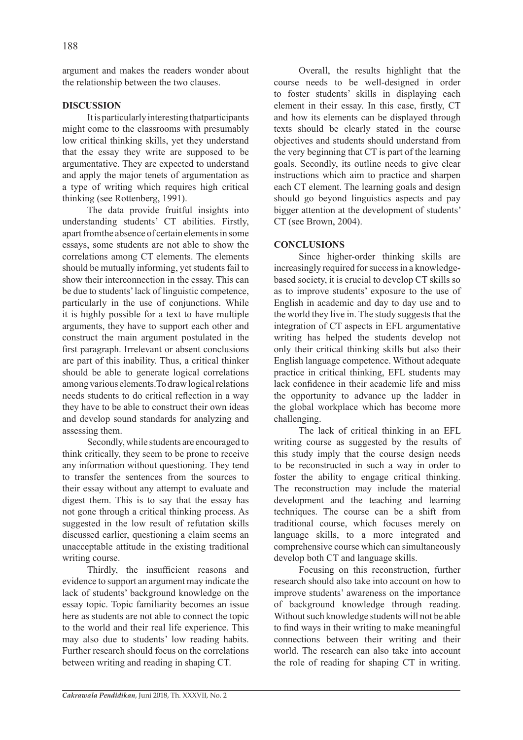argument and makes the readers wonder about the relationship between the two clauses.

## DISCUSSION

It is particularly interesting thatparticipants might come to the classrooms with presumably low critical thinking skills, yet they understand that the essay they write are supposed to be argumentative. They are expected to understand and apply the major tenets of argumentation as a type of writing which requires high critical thinking (see Rottenberg, 1991).

The data provide fruitful insights into understanding students' CT abilities. Firstly, apart fromthe absence of certain elements in some essays, some students are not able to show the correlations among CT elements. The elements should be mutually informing, yet students fail to show their interconnection in the essay. This can be due to students' lack of linguistic competence, particularly in the use of conjunctions. While it is highly possible for a text to have multiple arguments, they have to support each other and construct the main argument postulated in the first paragraph. Irrelevant or absent conclusions are part of this inability. Thus, a critical thinker should be able to generate logical correlations among various elements.To draw logical relations needs students to do critical reflection in a way they have to be able to construct their own ideas and develop sound standards for analyzing and assessing them.

Secondly, while students are encouraged to think critically, they seem to be prone to receive any information without questioning. They tend to transfer the sentences from the sources to their essay without any attempt to evaluate and digest them. This is to say that the essay has not gone through a critical thinking process. As suggested in the low result of refutation skills discussed earlier, questioning a claim seems an unacceptable attitude in the existing traditional writing course.

Thirdly, the insufficient reasons and evidence to support an argument may indicate the lack of students' background knowledge on the essay topic. Topic familiarity becomes an issue here as students are not able to connect the topic to the world and their real life experience. This may also due to students' low reading habits. Further research should focus on the correlations between writing and reading in shaping CT.

Overall, the results highlight that the course needs to be well-designed in order to foster students' skills in displaying each element in their essay. In this case, firstly, CT and how its elements can be displayed through texts should be clearly stated in the course objectives and students should understand from the very beginning that CT is part of the learning goals. Secondly, its outline needs to give clear instructions which aim to practice and sharpen each CT element. The learning goals and design should go beyond linguistics aspects and pay bigger attention at the development of students' CT (see Brown, 2004).

## CONCLUSIONS

Since higher-order thinking skills are increasingly required for success in a knowledge-based society, it is crucial to develop CT skills so as to improve students' exposure to the use of English in academic and day to day use and to the world they live in. The study suggests that the integration of CT aspects in EFL argumentative writing has helped the students develop not only their critical thinking skills but also their English language competence. Without adequate practice in critical thinking, EFL students may lack confidence in their academic life and miss the opportunity to advance up the ladder in the global workplace which has become more challenging.

The lack of critical thinking in an EFL writing course as suggested by the results of this study imply that the course design needs to be reconstructed in such a way in order to foster the ability to engage critical thinking. The reconstruction may include the material development and the teaching and learning techniques. The course can be a shift from traditional course, which focuses merely on language skills, to a more integrated and comprehensive course which can simultaneously develop both CT and language skills.

Focusing on this reconstruction, further research should also take into account on how to improve students' awareness on the importance of background knowledge through reading. Without such knowledge students will not be able to find ways in their writing to make meaningful connections between their writing and their world. The research can also take into account the role of reading for shaping CT in writing.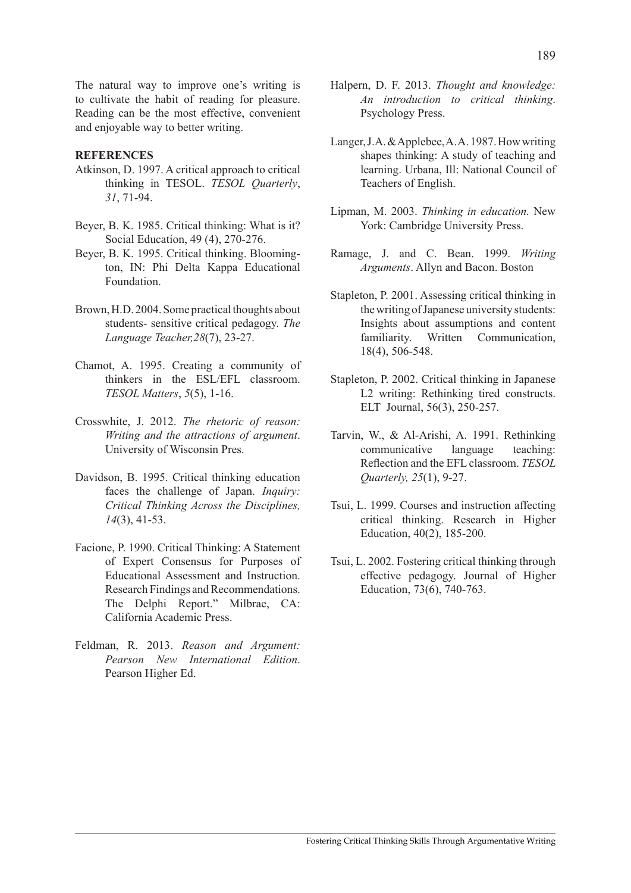The natural way to improve one's writing is to cultivate the habit of reading for pleasure. Reading can be the most effective, convenient and enjoyable way to better writing.

**REFERENCES**

Atkinson, D. 1997. A critical approach to critical thinking in TESOL. *TESOL Quarterly*, *31*, 71-94.

Beyer, B. K. 1985. Critical thinking: What is it? Social Education, 49 (4), 270-276.

Beyer, B. K. 1995. Critical thinking. Bloomington, IN: Phi Delta Kappa Educational Foundation.

Brown, H.D. 2004. Some practical thoughts about students- sensitive critical pedagogy. *The Language Teacher,28*(7), 23-27.

Chamot, A. 1995. Creating a community of thinkers in the ESL/EFL classroom. *TESOL Matters*, *5*(5), 1-16.

Crosswhite, J. 2012. *The rhetoric of reason: Writing and the attractions of argument*. University of Wisconsin Pres.

Davidson, B. 1995. Critical thinking education faces the challenge of Japan. *Inquiry: Critical Thinking Across the Disciplines, 14*(3), 41-53.

Facione, P. 1990. Critical Thinking: A Statement of Expert Consensus for Purposes of Educational Assessment and Instruction. Research Findings and Recommendations. The Delphi Report." Milbrae, CA: California Academic Press.

Feldman, R. 2013. *Reason and Argument: Pearson New International Edition*. Pearson Higher Ed.

Halpern, D. F. 2013. *Thought and knowledge: An introduction to critical thinking*. Psychology Press.

Langer, J.A. & Applebee, A.A. 1987. How writing shapes thinking: A study of teaching and learning. Urbana, Ill: National Council of Teachers of English.

Lipman, M. 2003. *Thinking in education.* New York: Cambridge University Press.

Ramage, J. and C. Bean. 1999. *Writing Arguments*. Allyn and Bacon. Boston

Stapleton, P. 2001. Assessing critical thinking in the writing of Japanese university students: Insights about assumptions and content familiarity. Written Communication, 18(4), 506-548.

Stapleton, P. 2002. Critical thinking in Japanese L2 writing: Rethinking tired constructs. ELT Journal, 56(3), 250-257.

Tarvin, W., & Al-Arishi, A. 1991. Rethinking communicative language teaching: Reflection and the EFL classroom. *TESOL Quarterly, 25*(1), 9-27.

Tsui, L. 1999. Courses and instruction affecting critical thinking. Research in Higher Education, 40(2), 185-200.

Tsui, L. 2002. Fostering critical thinking through effective pedagogy. Journal of Higher Education, 73(6), 740-763.